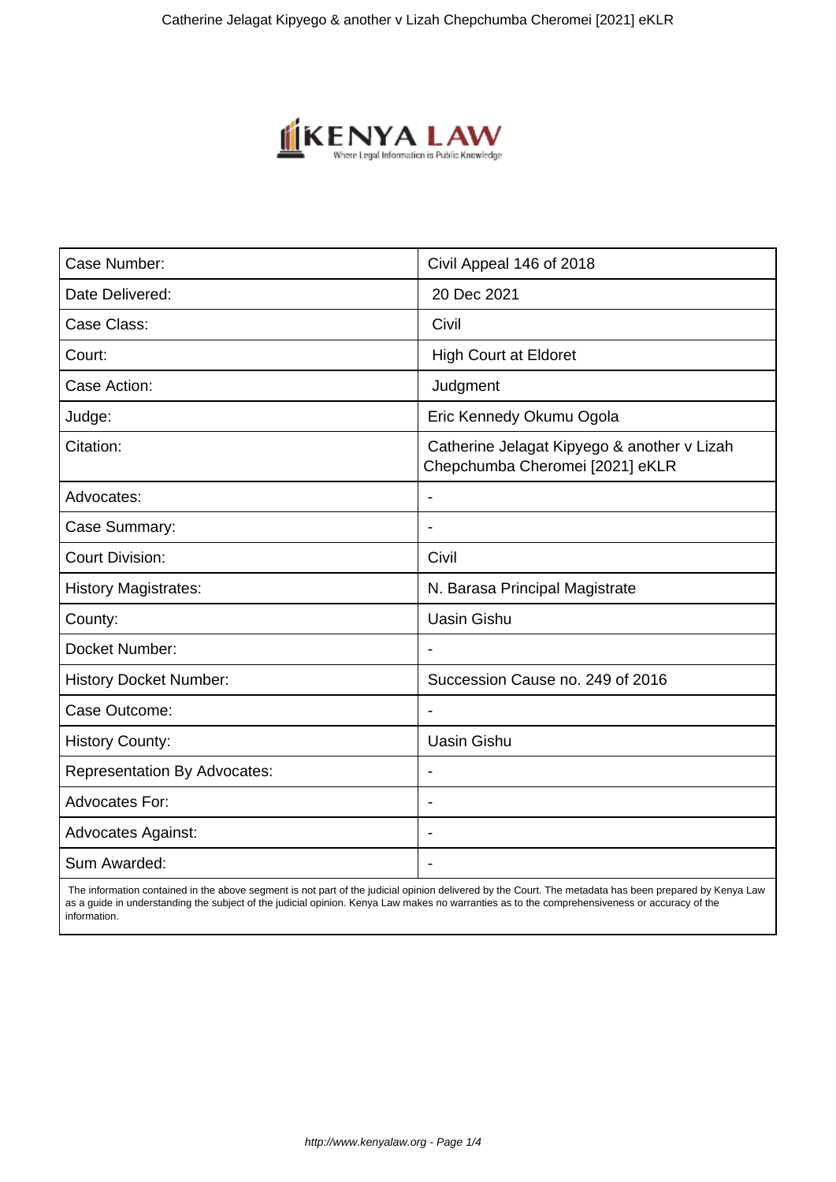| Case Number: | Civil Appeal 146 of 2018 |
| --- | --- |
| Date Delivered: | 20 Dec 2021 |
| Case Class: | Civil |
| Court: | High Court at Eldoret |
| Case Action: | Judgment |
| Judge: | Eric Kennedy Okumu Ogola |
| Citation: | Catherine Jelagat Kipyego & another v Lizah Chepchumba Cheromei [2021] eKLR |
| Advocates: | - |
| Case Summary: | - |
| Court Division: | Civil |
| History Magistrates: | N. Barasa Principal Magistrate |
| County: | Uasin Gishu |
| Docket Number: | - |
| History Docket Number: | Succession Cause no. 249 of 2016 |
| Case Outcome: | - |
| History County: | Uasin Gishu |
| Representation By Advocates: | - |
| Advocates For: | - |
| Advocates Against: | - |
| Sum Awarded: | - |

The information contained in the above segment is not part of the judicial opinion delivered by the Court. The metadata has been prepared by Kenya Law as a guide in understanding the subject of the judicial opinion. Kenya Law makes no warranties as to the comprehensiveness or accuracy of the information.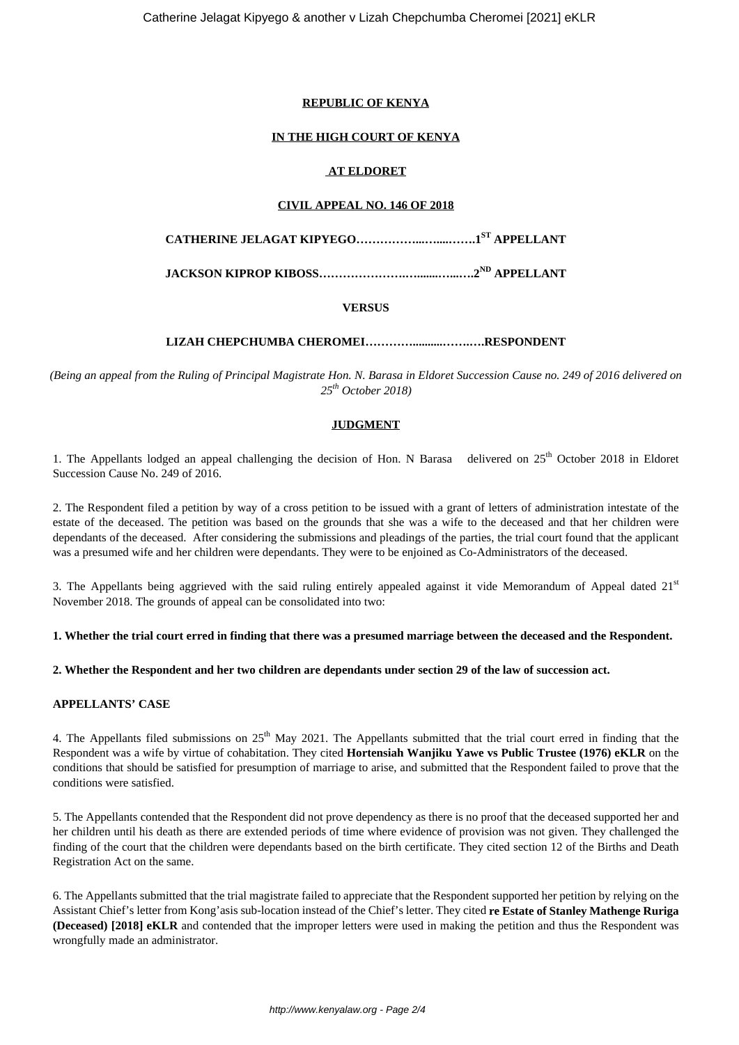**REPUBLIC OF KENYA**

**IN THE HIGH COURT OF KENYA**

**AT ELDORET**

**CIVIL APPEAL NO. 146 OF 2018**

**CATHERINE JELAGAT KIPYEGO……………...…....…….1ST APPELLANT**

**JACKSON KIPROP KIBOSS………………….…........…..….2ND APPELLANT**

**VERSUS**

**LIZAH CHEPCHUMBA CHEROMEI………….........……..….RESPONDENT**

*(Being an appeal from the Ruling of Principal Magistrate Hon. N. Barasa in Eldoret Succession Cause no. 249 of 2016 delivered on 25th October 2018)*

**JUDGMENT**

1. The Appellants lodged an appeal challenging the decision of Hon. N Barasa delivered on 25th October 2018 in Eldoret Succession Cause No. 249 of 2016.

2. The Respondent filed a petition by way of a cross petition to be issued with a grant of letters of administration intestate of the estate of the deceased. The petition was based on the grounds that she was a wife to the deceased and that her children were dependants of the deceased. After considering the submissions and pleadings of the parties, the trial court found that the applicant was a presumed wife and her children were dependants. They were to be enjoined as Co-Administrators of the deceased.

3. The Appellants being aggrieved with the said ruling entirely appealed against it vide Memorandum of Appeal dated 21st November 2018. The grounds of appeal can be consolidated into two:

**1. Whether the trial court erred in finding that there was a presumed marriage between the deceased and the Respondent.**

**2. Whether the Respondent and her two children are dependants under section 29 of the law of succession act.**

**APPELLANTS' CASE**

4. The Appellants filed submissions on 25th May 2021. The Appellants submitted that the trial court erred in finding that the Respondent was a wife by virtue of cohabitation. They cited **Hortensiah Wanjiku Yawe vs Public Trustee (1976) eKLR** on the conditions that should be satisfied for presumption of marriage to arise, and submitted that the Respondent failed to prove that the conditions were satisfied.

5. The Appellants contended that the Respondent did not prove dependency as there is no proof that the deceased supported her and her children until his death as there are extended periods of time where evidence of provision was not given. They challenged the finding of the court that the children were dependants based on the birth certificate. They cited section 12 of the Births and Death Registration Act on the same.

6. The Appellants submitted that the trial magistrate failed to appreciate that the Respondent supported her petition by relying on the Assistant Chief's letter from Kong'asis sub-location instead of the Chief's letter. They cited **re Estate of Stanley Mathenge Ruriga (Deceased) [2018] eKLR** and contended that the improper letters were used in making the petition and thus the Respondent was wrongfully made an administrator.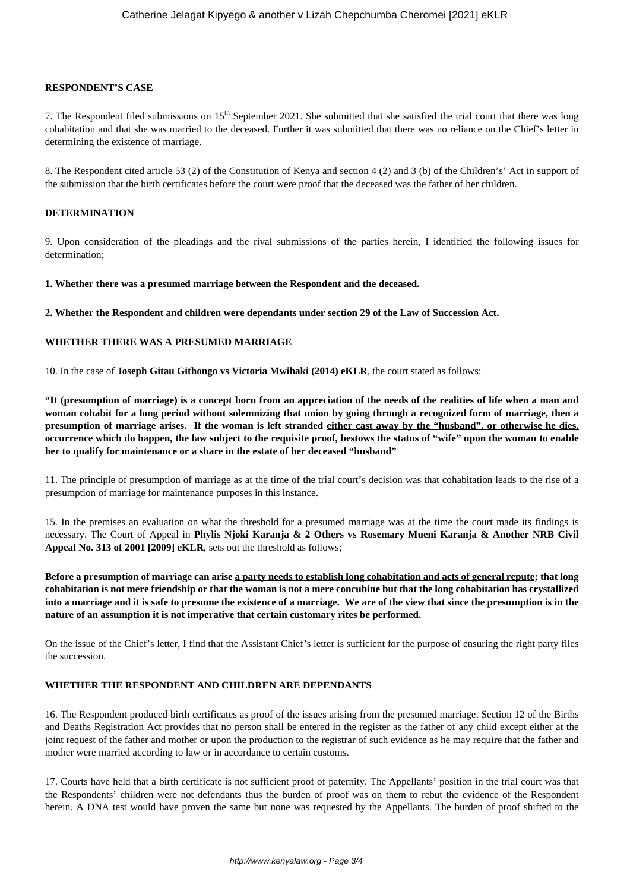**RESPONDENT'S CASE**

7. The Respondent filed submissions on 15th September 2021. She submitted that she satisfied the trial court that there was long cohabitation and that she was married to the deceased. Further it was submitted that there was no reliance on the Chief's letter in determining the existence of marriage.

8. The Respondent cited article 53 (2) of the Constitution of Kenya and section 4 (2) and 3 (b) of the Children's' Act in support of the submission that the birth certificates before the court were proof that the deceased was the father of her children.

**DETERMINATION**

9. Upon consideration of the pleadings and the rival submissions of the parties herein, I identified the following issues for determination;

**1. Whether there was a presumed marriage between the Respondent and the deceased.**

**2. Whether the Respondent and children were dependants under section 29 of the Law of Succession Act.**

**WHETHER THERE WAS A PRESUMED MARRIAGE**

10. In the case of **Joseph Gitau Githongo vs Victoria Mwihaki (2014) eKLR**, the court stated as follows:

**"It (presumption of marriage) is a concept born from an appreciation of the needs of the realities of life when a man and woman cohabit for a long period without solemnizing that union by going through a recognized form of marriage, then a presumption of marriage arises. If the woman is left stranded <u>either cast away by the "husband", or otherwise he dies, occurrence which do happen</u>, the law subject to the requisite proof, bestows the status of "wife" upon the woman to enable her to qualify for maintenance or a share in the estate of her deceased "husband"**

11. The principle of presumption of marriage as at the time of the trial court's decision was that cohabitation leads to the rise of a presumption of marriage for maintenance purposes in this instance.

15. In the premises an evaluation on what the threshold for a presumed marriage was at the time the court made its findings is necessary. The Court of Appeal in **Phylis Njoki Karanja & 2 Others vs Rosemary Mueni Karanja & Another NRB Civil Appeal No. 313 of 2001 [2009] eKLR**, sets out the threshold as follows;

**Before a presumption of marriage can arise <u>a party needs to establish long cohabitation and acts of general repute</u>; that long cohabitation is not mere friendship or that the woman is not a mere concubine but that the long cohabitation has crystallized into a marriage and it is safe to presume the existence of a marriage. We are of the view that since the presumption is in the nature of an assumption it is not imperative that certain customary rites be performed.**

On the issue of the Chief's letter, I find that the Assistant Chief's letter is sufficient for the purpose of ensuring the right party files the succession.

**WHETHER THE RESPONDENT AND CHILDREN ARE DEPENDANTS**

16. The Respondent produced birth certificates as proof of the issues arising from the presumed marriage. Section 12 of the Births and Deaths Registration Act provides that no person shall be entered in the register as the father of any child except either at the joint request of the father and mother or upon the production to the registrar of such evidence as he may require that the father and mother were married according to law or in accordance to certain customs.

17. Courts have held that a birth certificate is not sufficient proof of paternity. The Appellants' position in the trial court was that the Respondents' children were not defendants thus the burden of proof was on them to rebut the evidence of the Respondent herein. A DNA test would have proven the same but none was requested by the Appellants. The burden of proof shifted to the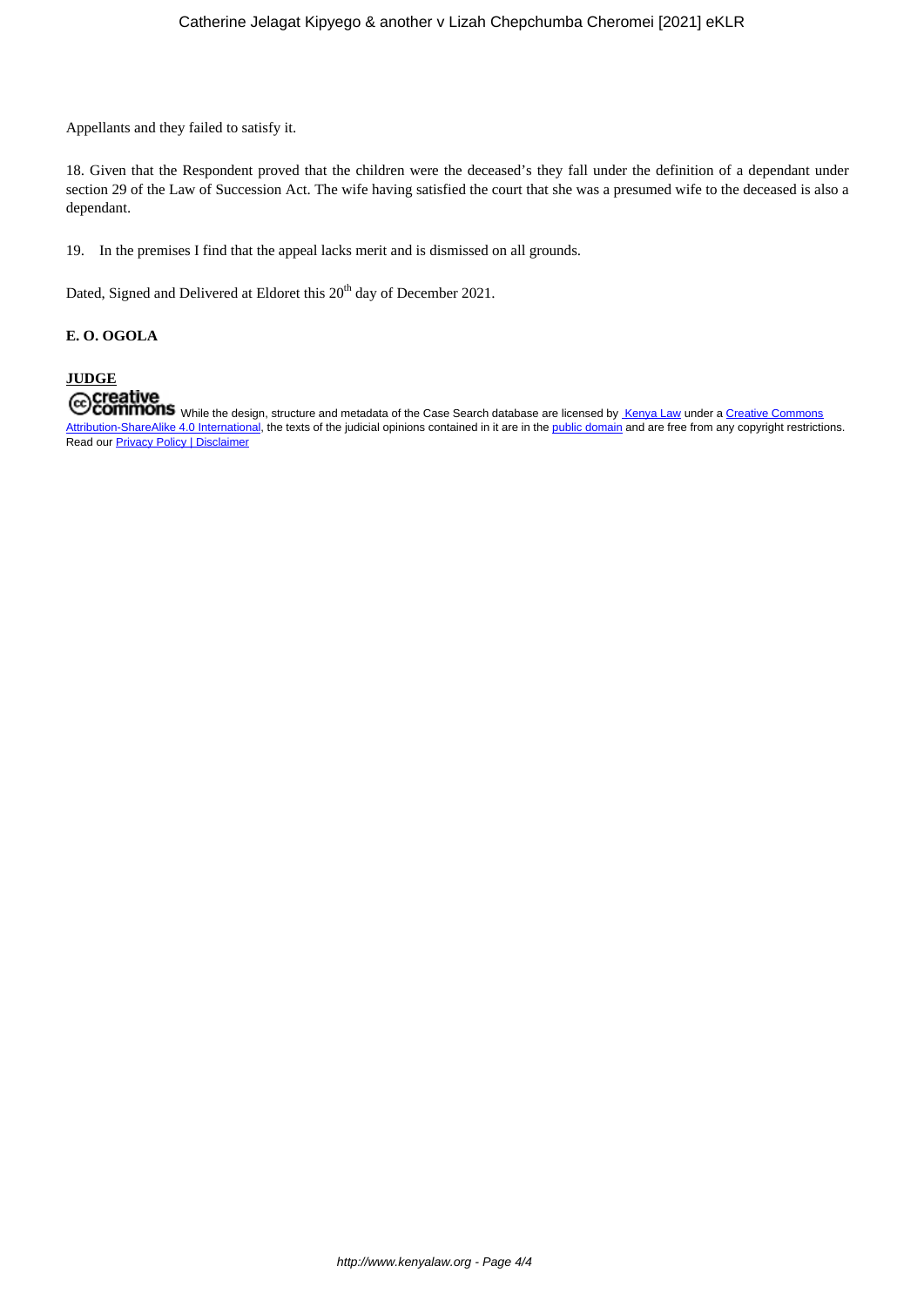Appellants and they failed to satisfy it.

18. Given that the Respondent proved that the children were the deceased's they fall under the definition of a dependant under section 29 of the Law of Succession Act. The wife having satisfied the court that she was a presumed wife to the deceased is also a dependant.

19. In the premises I find that the appeal lacks merit and is dismissed on all grounds.

Dated, Signed and Delivered at Eldoret this 20th day of December 2021.

**E. O. OGOLA**

**JUDGE**

While the design, structure and metadata of the Case Search database are licensed by Kenya Law under a Creative Commons Attribution-ShareAlike 4.0 International, the texts of the judicial opinions contained in it are in the public domain and are free from any copyright restrictions. Read our Privacy Policy | Disclaimer